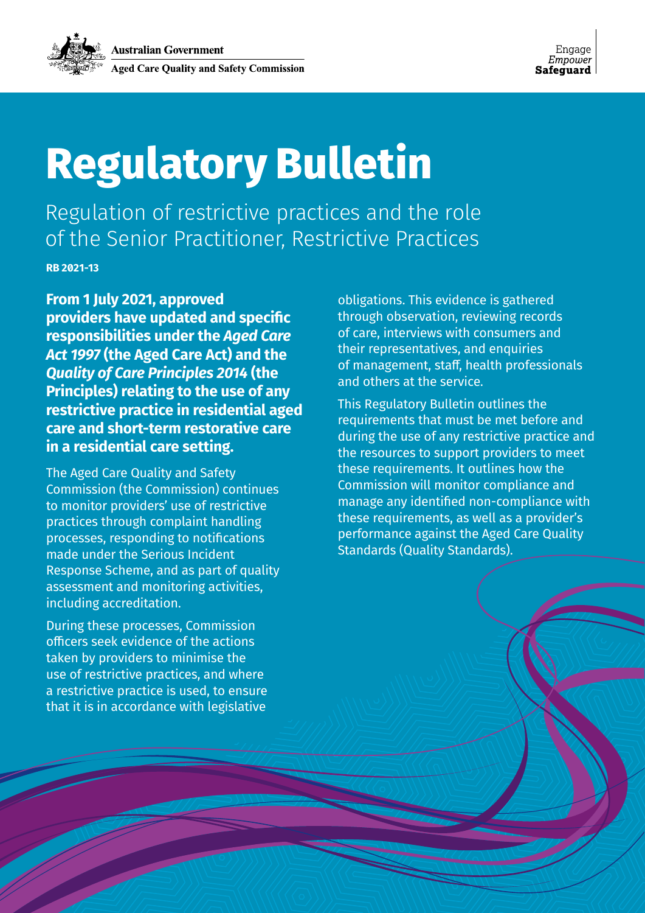Australian Government
Aged Care Quality and Safety Commission

Engage
*Empower*
**Safeguard**

# Regulatory Bulletin

## Regulation of restrictive practices and the role of the Senior Practitioner, Restrictive Practices

**RB 2021-13**

**From 1 July 2021, approved providers have updated and specific responsibilities under the *Aged Care Act 1997* (the Aged Care Act) and the *Quality of Care Principles 2014* (the Principles) relating to the use of any restrictive practice in residential aged care and short-term restorative care in a residential care setting.**

The Aged Care Quality and Safety Commission (the Commission) continues to monitor providers' use of restrictive practices through complaint handling processes, responding to notifications made under the Serious Incident Response Scheme, and as part of quality assessment and monitoring activities, including accreditation.

During these processes, Commission officers seek evidence of the actions taken by providers to minimise the use of restrictive practices, and where a restrictive practice is used, to ensure that it is in accordance with legislative obligations. This evidence is gathered through observation, reviewing records of care, interviews with consumers and their representatives, and enquiries of management, staff, health professionals and others at the service.

This Regulatory Bulletin outlines the requirements that must be met before and during the use of any restrictive practice and the resources to support providers to meet these requirements. It outlines how the Commission will monitor compliance and manage any identified non-compliance with these requirements, as well as a provider's performance against the Aged Care Quality Standards (Quality Standards).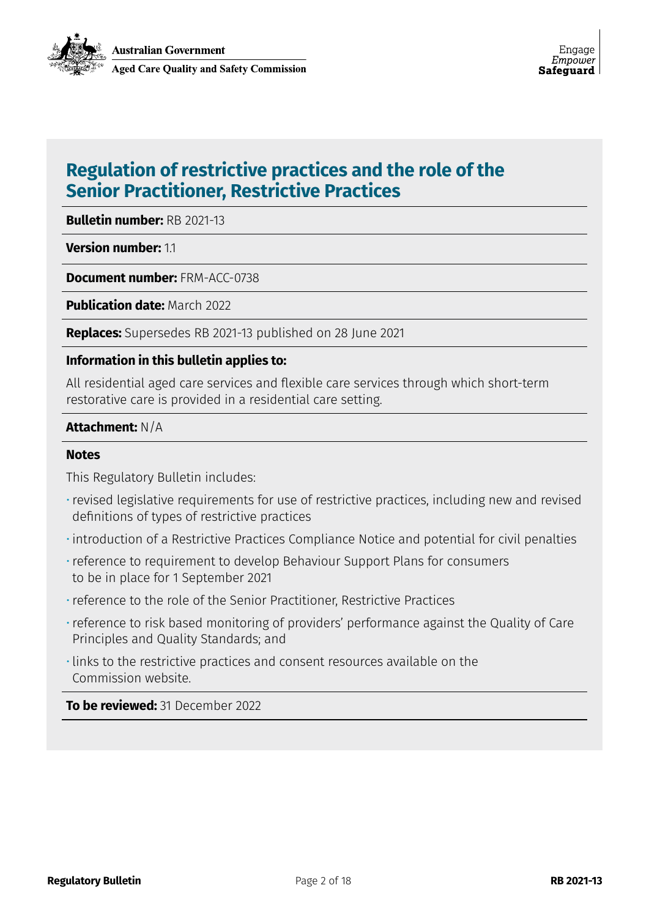# Regulation of restrictive practices and the role of the Senior Practitioner, Restrictive Practices

**Bulletin number:** RB 2021-13

**Version number:** 1.1

**Document number:** FRM-ACC-0738

**Publication date:** March 2022

**Replaces:** Supersedes RB 2021-13 published on 28 June 2021

**Information in this bulletin applies to:**

All residential aged care services and flexible care services through which short-term restorative care is provided in a residential care setting.

**Attachment:** N/A

**Notes**

This Regulatory Bulletin includes:

- revised legislative requirements for use of restrictive practices, including new and revised definitions of types of restrictive practices
- introduction of a Restrictive Practices Compliance Notice and potential for civil penalties
- reference to requirement to develop Behaviour Support Plans for consumers to be in place for 1 September 2021
- reference to the role of the Senior Practitioner, Restrictive Practices
- reference to risk based monitoring of providers' performance against the Quality of Care Principles and Quality Standards; and
- links to the restrictive practices and consent resources available on the Commission website.

**To be reviewed:** 31 December 2022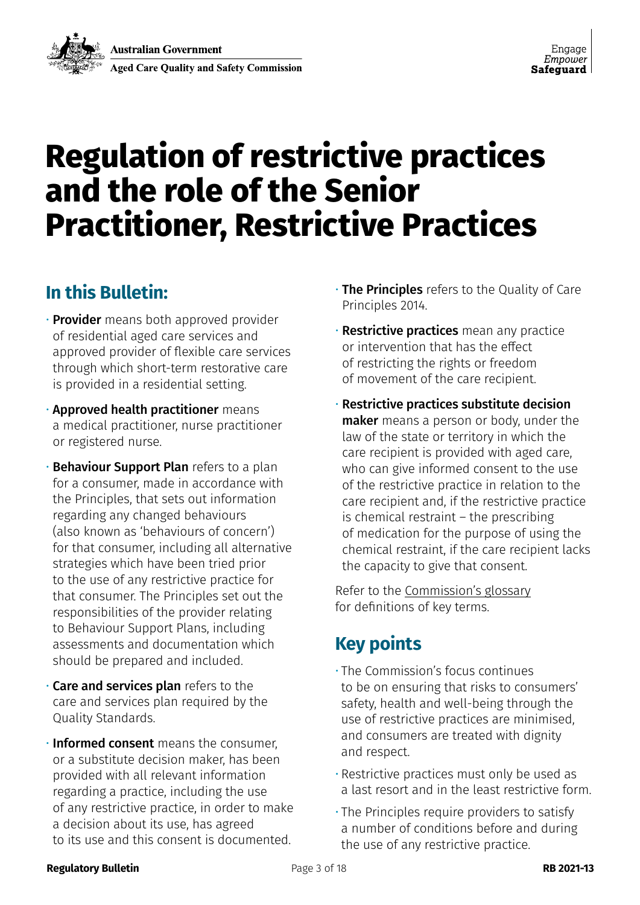# Regulation of restrictive practices and the role of the Senior Practitioner, Restrictive Practices

## In this Bulletin:

- **Provider** means both approved provider of residential aged care services and approved provider of flexible care services through which short-term restorative care is provided in a residential setting.
- **Approved health practitioner** means a medical practitioner, nurse practitioner or registered nurse.
- **Behaviour Support Plan** refers to a plan for a consumer, made in accordance with the Principles, that sets out information regarding any changed behaviours (also known as 'behaviours of concern') for that consumer, including all alternative strategies which have been tried prior to the use of any restrictive practice for that consumer. The Principles set out the responsibilities of the provider relating to Behaviour Support Plans, including assessments and documentation which should be prepared and included.
- **Care and services plan** refers to the care and services plan required by the Quality Standards.
- **Informed consent** means the consumer, or a substitute decision maker, has been provided with all relevant information regarding a practice, including the use of any restrictive practice, in order to make a decision about its use, has agreed to its use and this consent is documented.
- **The Principles** refers to the Quality of Care Principles 2014.
- **Restrictive practices** mean any practice or intervention that has the effect of restricting the rights or freedom of movement of the care recipient.
- **Restrictive practices substitute decision maker** means a person or body, under the law of the state or territory in which the care recipient is provided with aged care, who can give informed consent to the use of the restrictive practice in relation to the care recipient and, if the restrictive practice is chemical restraint – the prescribing of medication for the purpose of using the chemical restraint, if the care recipient lacks the capacity to give that consent.

Refer to the Commission's glossary for definitions of key terms.

## Key points

- The Commission's focus continues to be on ensuring that risks to consumers' safety, health and well-being through the use of restrictive practices are minimised, and consumers are treated with dignity and respect.
- Restrictive practices must only be used as a last resort and in the least restrictive form.
- The Principles require providers to satisfy a number of conditions before and during the use of any restrictive practice.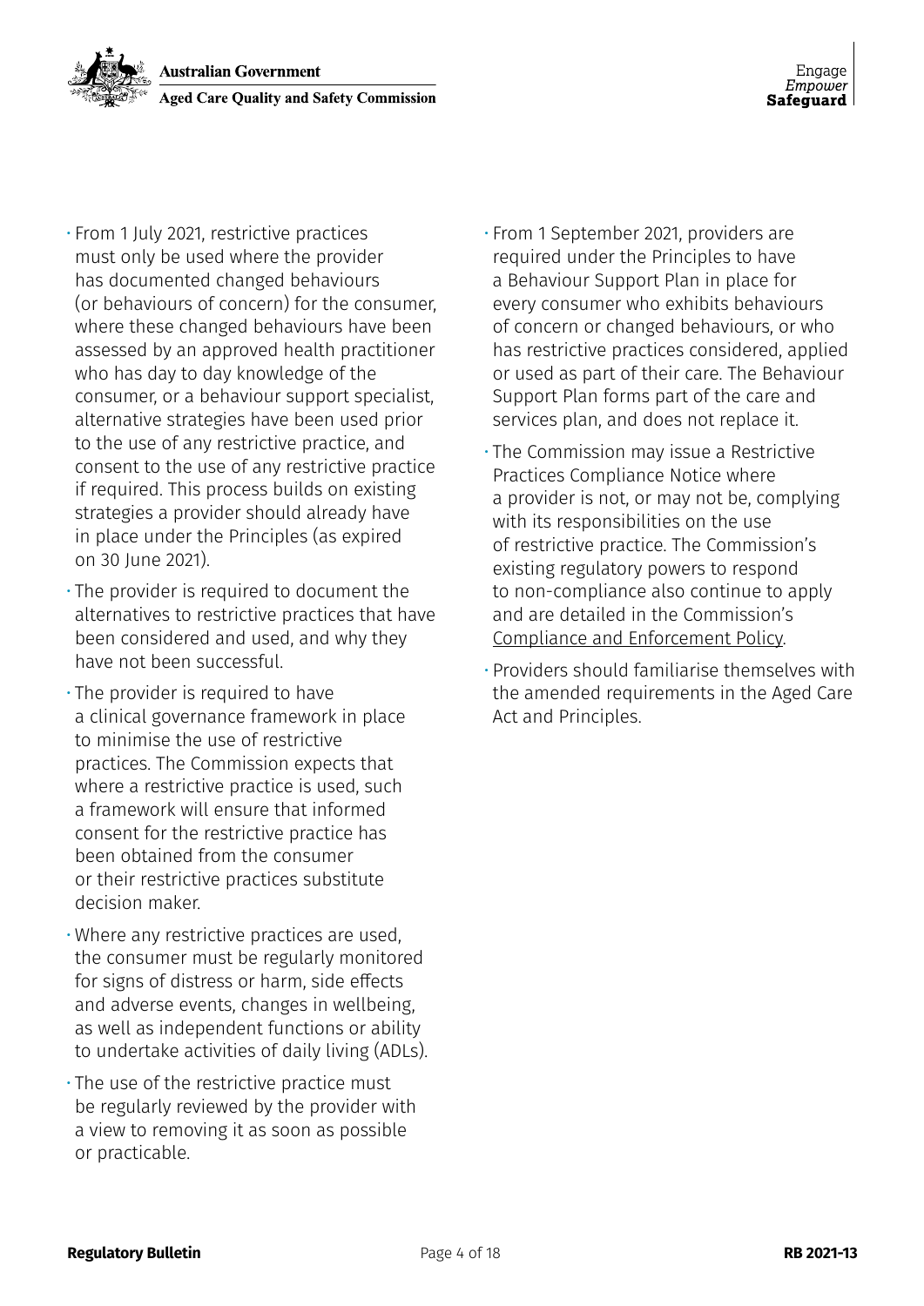- From 1 July 2021, restrictive practices must only be used where the provider has documented changed behaviours (or behaviours of concern) for the consumer, where these changed behaviours have been assessed by an approved health practitioner who has day to day knowledge of the consumer, or a behaviour support specialist, alternative strategies have been used prior to the use of any restrictive practice, and consent to the use of any restrictive practice if required. This process builds on existing strategies a provider should already have in place under the Principles (as expired on 30 June 2021).
- The provider is required to document the alternatives to restrictive practices that have been considered and used, and why they have not been successful.
- The provider is required to have a clinical governance framework in place to minimise the use of restrictive practices. The Commission expects that where a restrictive practice is used, such a framework will ensure that informed consent for the restrictive practice has been obtained from the consumer or their restrictive practices substitute decision maker.
- Where any restrictive practices are used, the consumer must be regularly monitored for signs of distress or harm, side effects and adverse events, changes in wellbeing, as well as independent functions or ability to undertake activities of daily living (ADLs).
- The use of the restrictive practice must be regularly reviewed by the provider with a view to removing it as soon as possible or practicable.
- From 1 September 2021, providers are required under the Principles to have a Behaviour Support Plan in place for every consumer who exhibits behaviours of concern or changed behaviours, or who has restrictive practices considered, applied or used as part of their care. The Behaviour Support Plan forms part of the care and services plan, and does not replace it.
- The Commission may issue a Restrictive Practices Compliance Notice where a provider is not, or may not be, complying with its responsibilities on the use of restrictive practice. The Commission's existing regulatory powers to respond to non-compliance also continue to apply and are detailed in the Commission's Compliance and Enforcement Policy.
- Providers should familiarise themselves with the amended requirements in the Aged Care Act and Principles.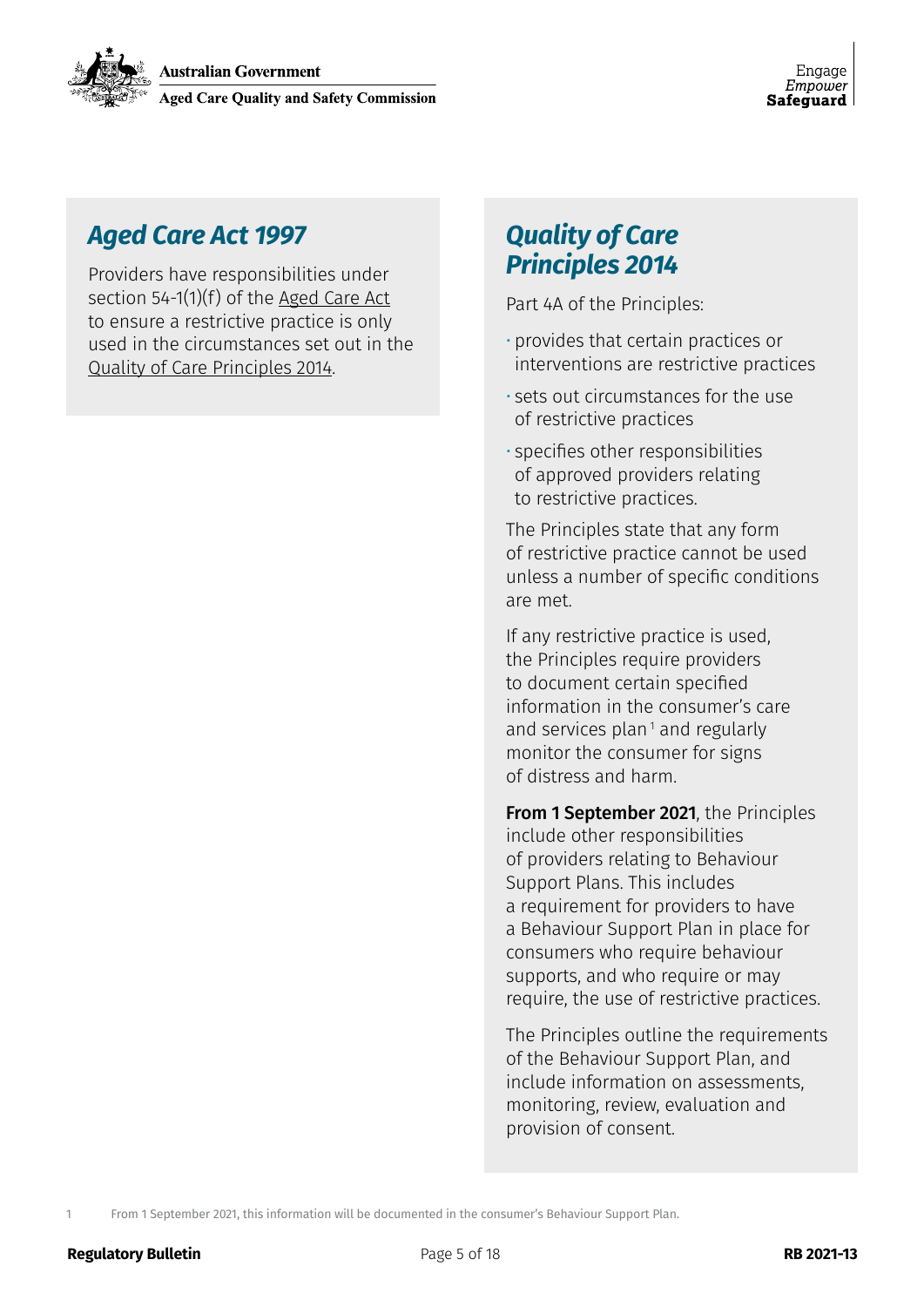## Aged Care Act 1997

Providers have responsibilities under section 54-1(1)(f) of the Aged Care Act to ensure a restrictive practice is only used in the circumstances set out in the Quality of Care Principles 2014.

## Quality of Care Principles 2014

Part 4A of the Principles:

- provides that certain practices or interventions are restrictive practices
- sets out circumstances for the use of restrictive practices
- specifies other responsibilities of approved providers relating to restrictive practices.

The Principles state that any form of restrictive practice cannot be used unless a number of specific conditions are met.

If any restrictive practice is used, the Principles require providers to document certain specified information in the consumer's care and services plan [1] and regularly monitor the consumer for signs of distress and harm.

**From 1 September 2021**, the Principles include other responsibilities of providers relating to Behaviour Support Plans. This includes a requirement for providers to have a Behaviour Support Plan in place for consumers who require behaviour supports, and who require or may require, the use of restrictive practices.

The Principles outline the requirements of the Behaviour Support Plan, and include information on assessments, monitoring, review, evaluation and provision of consent.

1 From 1 September 2021, this information will be documented in the consumer's Behaviour Support Plan.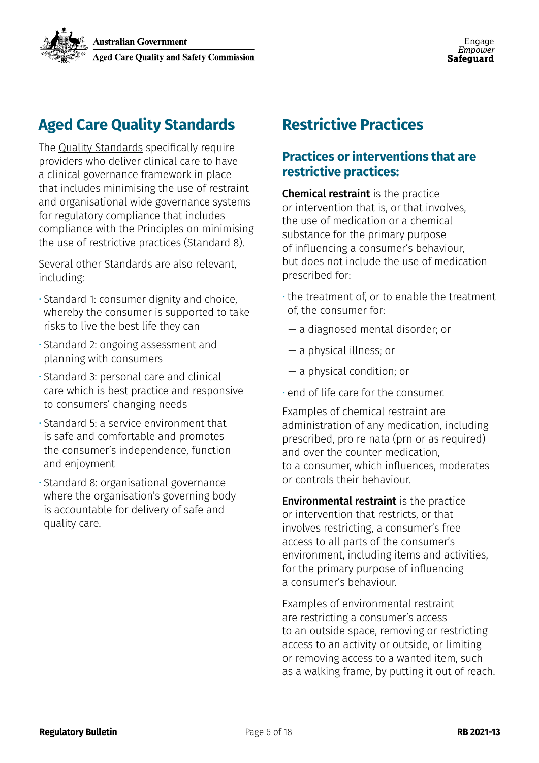## Aged Care Quality Standards

The Quality Standards specifically require providers who deliver clinical care to have a clinical governance framework in place that includes minimising the use of restraint and organisational wide governance systems for regulatory compliance that includes compliance with the Principles on minimising the use of restrictive practices (Standard 8).

Several other Standards are also relevant, including:

- Standard 1: consumer dignity and choice, whereby the consumer is supported to take risks to live the best life they can
- Standard 2: ongoing assessment and planning with consumers
- Standard 3: personal care and clinical care which is best practice and responsive to consumers' changing needs
- Standard 5: a service environment that is safe and comfortable and promotes the consumer's independence, function and enjoyment
- Standard 8: organisational governance where the organisation's governing body is accountable for delivery of safe and quality care.

## Restrictive Practices

### Practices or interventions that are restrictive practices:

**Chemical restraint** is the practice or intervention that is, or that involves, the use of medication or a chemical substance for the primary purpose of influencing a consumer's behaviour, but does not include the use of medication prescribed for:

- the treatment of, or to enable the treatment of, the consumer for:
  - a diagnosed mental disorder; or
  - a physical illness; or
  - a physical condition; or
- end of life care for the consumer.

Examples of chemical restraint are administration of any medication, including prescribed, pro re nata (prn or as required) and over the counter medication, to a consumer, which influences, moderates or controls their behaviour.

**Environmental restraint** is the practice or intervention that restricts, or that involves restricting, a consumer's free access to all parts of the consumer's environment, including items and activities, for the primary purpose of influencing a consumer's behaviour.

Examples of environmental restraint are restricting a consumer's access to an outside space, removing or restricting access to an activity or outside, or limiting or removing access to a wanted item, such as a walking frame, by putting it out of reach.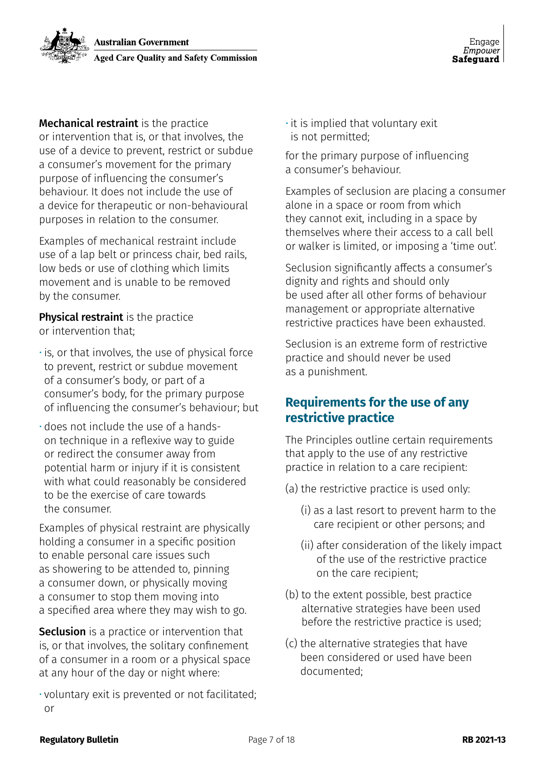**Mechanical restraint** is the practice or intervention that is, or that involves, the use of a device to prevent, restrict or subdue a consumer's movement for the primary purpose of influencing the consumer's behaviour. It does not include the use of a device for therapeutic or non-behavioural purposes in relation to the consumer.

Examples of mechanical restraint include use of a lap belt or princess chair, bed rails, low beds or use of clothing which limits movement and is unable to be removed by the consumer.

**Physical restraint** is the practice or intervention that;

- is, or that involves, the use of physical force to prevent, restrict or subdue movement of a consumer's body, or part of a consumer's body, for the primary purpose of influencing the consumer's behaviour; but
- does not include the use of a hands-on technique in a reflexive way to guide or redirect the consumer away from potential harm or injury if it is consistent with what could reasonably be considered to be the exercise of care towards the consumer.

Examples of physical restraint are physically holding a consumer in a specific position to enable personal care issues such as showering to be attended to, pinning a consumer down, or physically moving a consumer to stop them moving into a specified area where they may wish to go.

**Seclusion** is a practice or intervention that is, or that involves, the solitary confinement of a consumer in a room or a physical space at any hour of the day or night where:

- voluntary exit is prevented or not facilitated; or
- it is implied that voluntary exit is not permitted;

for the primary purpose of influencing a consumer's behaviour.

Examples of seclusion are placing a consumer alone in a space or room from which they cannot exit, including in a space by themselves where their access to a call bell or walker is limited, or imposing a 'time out'.

Seclusion significantly affects a consumer's dignity and rights and should only be used after all other forms of behaviour management or appropriate alternative restrictive practices have been exhausted.

Seclusion is an extreme form of restrictive practice and should never be used as a punishment.

## Requirements for the use of any restrictive practice

The Principles outline certain requirements that apply to the use of any restrictive practice in relation to a care recipient:

(a) the restrictive practice is used only:

  (i) as a last resort to prevent harm to the care recipient or other persons; and

  (ii) after consideration of the likely impact of the use of the restrictive practice on the care recipient;

(b) to the extent possible, best practice alternative strategies have been used before the restrictive practice is used;

(c) the alternative strategies that have been considered or used have been documented;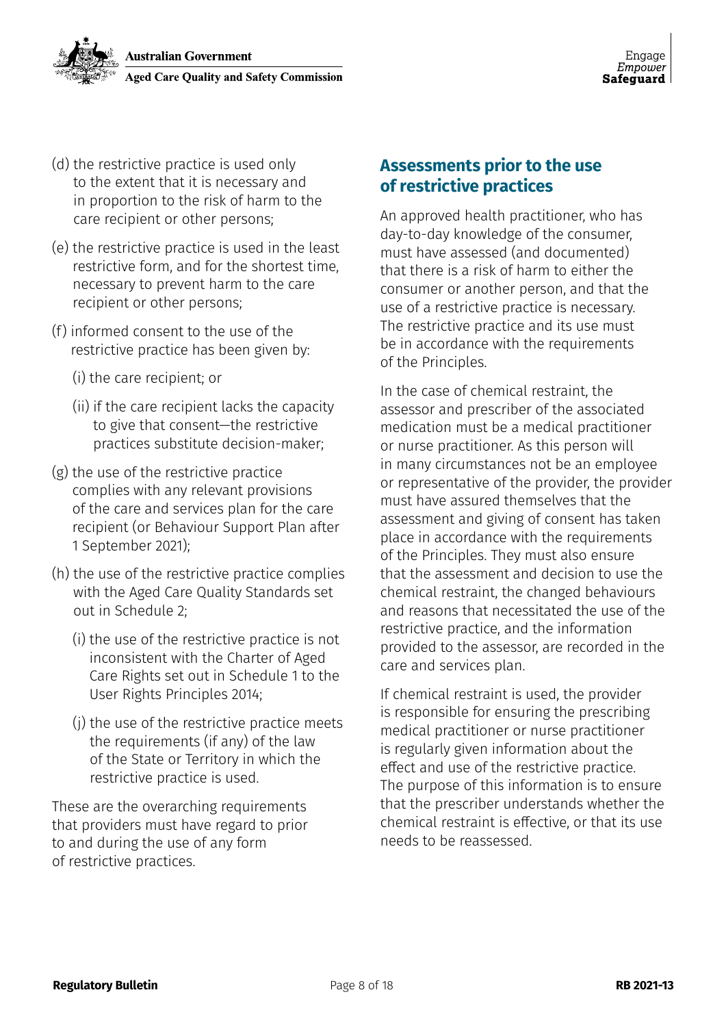(d) the restrictive practice is used only to the extent that it is necessary and in proportion to the risk of harm to the care recipient or other persons;

(e) the restrictive practice is used in the least restrictive form, and for the shortest time, necessary to prevent harm to the care recipient or other persons;

(f) informed consent to the use of the restrictive practice has been given by:

   (i) the care recipient; or

   (ii) if the care recipient lacks the capacity to give that consent—the restrictive practices substitute decision-maker;

(g) the use of the restrictive practice complies with any relevant provisions of the care and services plan for the care recipient (or Behaviour Support Plan after 1 September 2021);

(h) the use of the restrictive practice complies with the Aged Care Quality Standards set out in Schedule 2;

   (i) the use of the restrictive practice is not inconsistent with the Charter of Aged Care Rights set out in Schedule 1 to the User Rights Principles 2014;

   (j) the use of the restrictive practice meets the requirements (if any) of the law of the State or Territory in which the restrictive practice is used.

These are the overarching requirements that providers must have regard to prior to and during the use of any form of restrictive practices.

## Assessments prior to the use of restrictive practices

An approved health practitioner, who has day-to-day knowledge of the consumer, must have assessed (and documented) that there is a risk of harm to either the consumer or another person, and that the use of a restrictive practice is necessary. The restrictive practice and its use must be in accordance with the requirements of the Principles.

In the case of chemical restraint, the assessor and prescriber of the associated medication must be a medical practitioner or nurse practitioner. As this person will in many circumstances not be an employee or representative of the provider, the provider must have assured themselves that the assessment and giving of consent has taken place in accordance with the requirements of the Principles. They must also ensure that the assessment and decision to use the chemical restraint, the changed behaviours and reasons that necessitated the use of the restrictive practice, and the information provided to the assessor, are recorded in the care and services plan.

If chemical restraint is used, the provider is responsible for ensuring the prescribing medical practitioner or nurse practitioner is regularly given information about the effect and use of the restrictive practice. The purpose of this information is to ensure that the prescriber understands whether the chemical restraint is effective, or that its use needs to be reassessed.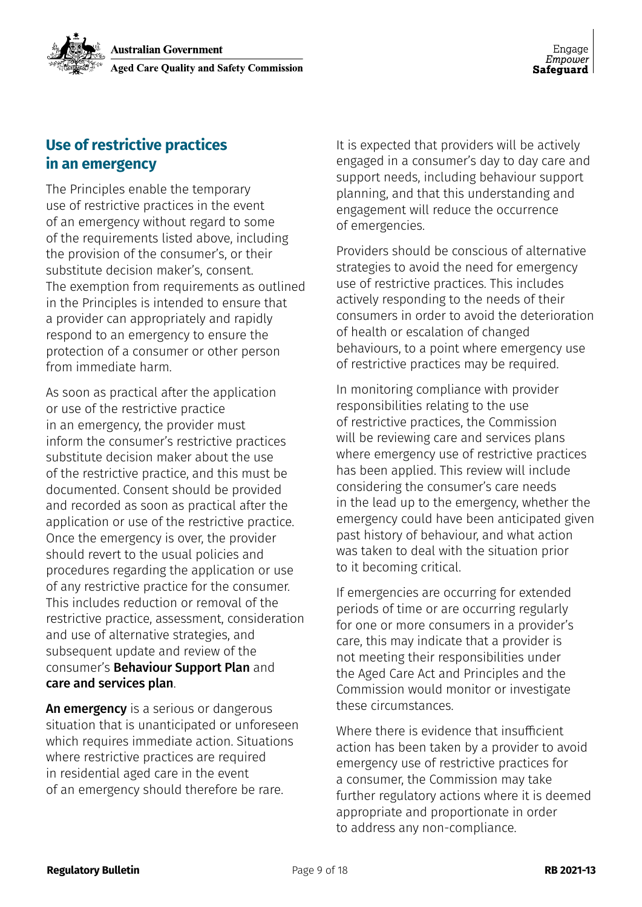## Use of restrictive practices in an emergency

The Principles enable the temporary use of restrictive practices in the event of an emergency without regard to some of the requirements listed above, including the provision of the consumer's, or their substitute decision maker's, consent. The exemption from requirements as outlined in the Principles is intended to ensure that a provider can appropriately and rapidly respond to an emergency to ensure the protection of a consumer or other person from immediate harm.

As soon as practical after the application or use of the restrictive practice in an emergency, the provider must inform the consumer's restrictive practices substitute decision maker about the use of the restrictive practice, and this must be documented. Consent should be provided and recorded as soon as practical after the application or use of the restrictive practice. Once the emergency is over, the provider should revert to the usual policies and procedures regarding the application or use of any restrictive practice for the consumer. This includes reduction or removal of the restrictive practice, assessment, consideration and use of alternative strategies, and subsequent update and review of the consumer's **Behaviour Support Plan** and **care and services plan**.

**An emergency** is a serious or dangerous situation that is unanticipated or unforeseen which requires immediate action. Situations where restrictive practices are required in residential aged care in the event of an emergency should therefore be rare.

It is expected that providers will be actively engaged in a consumer's day to day care and support needs, including behaviour support planning, and that this understanding and engagement will reduce the occurrence of emergencies.

Providers should be conscious of alternative strategies to avoid the need for emergency use of restrictive practices. This includes actively responding to the needs of their consumers in order to avoid the deterioration of health or escalation of changed behaviours, to a point where emergency use of restrictive practices may be required.

In monitoring compliance with provider responsibilities relating to the use of restrictive practices, the Commission will be reviewing care and services plans where emergency use of restrictive practices has been applied. This review will include considering the consumer's care needs in the lead up to the emergency, whether the emergency could have been anticipated given past history of behaviour, and what action was taken to deal with the situation prior to it becoming critical.

If emergencies are occurring for extended periods of time or are occurring regularly for one or more consumers in a provider's care, this may indicate that a provider is not meeting their responsibilities under the Aged Care Act and Principles and the Commission would monitor or investigate these circumstances.

Where there is evidence that insufficient action has been taken by a provider to avoid emergency use of restrictive practices for a consumer, the Commission may take further regulatory actions where it is deemed appropriate and proportionate in order to address any non-compliance.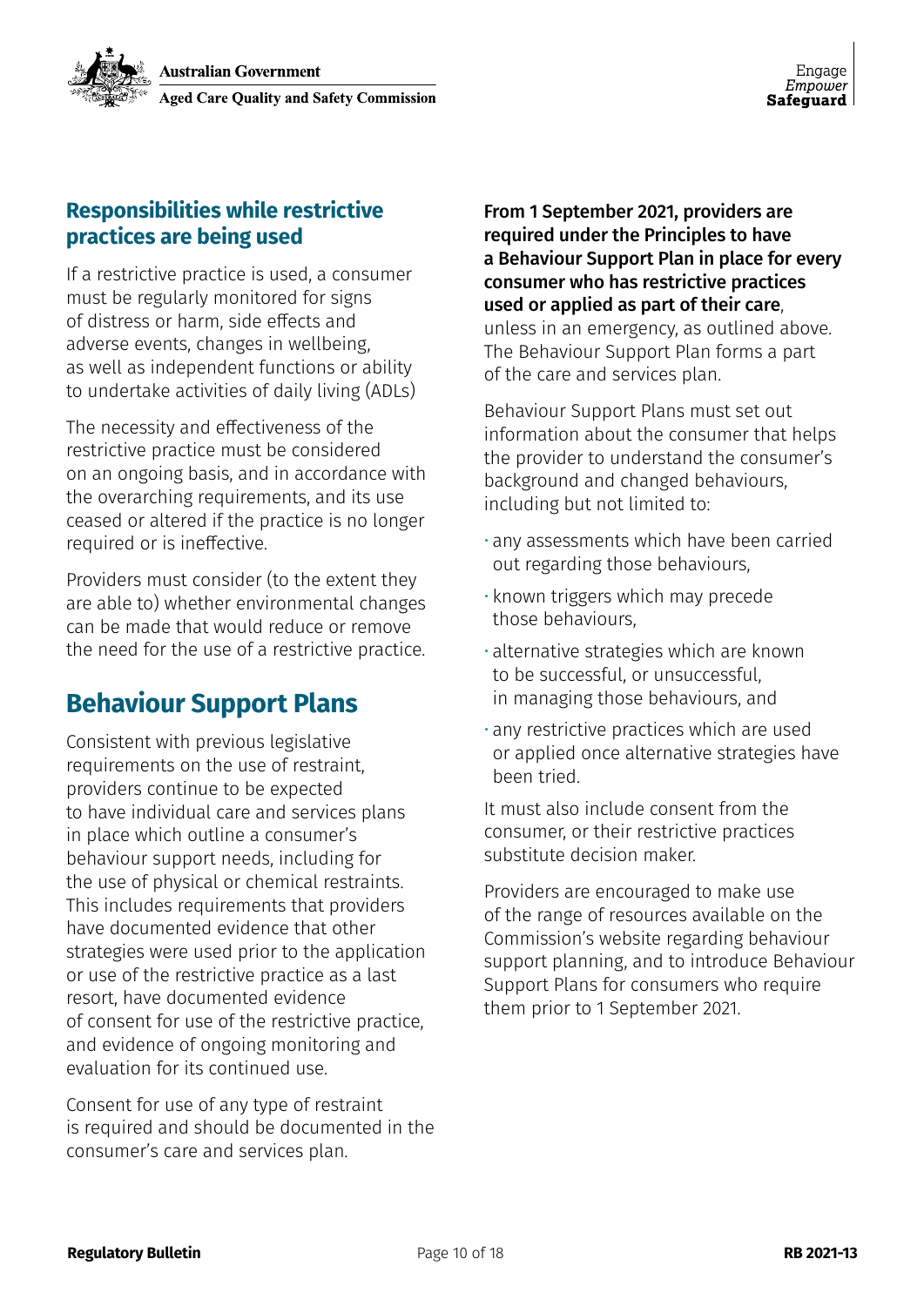## Responsibilities while restrictive practices are being used

If a restrictive practice is used, a consumer must be regularly monitored for signs of distress or harm, side effects and adverse events, changes in wellbeing, as well as independent functions or ability to undertake activities of daily living (ADLs)

The necessity and effectiveness of the restrictive practice must be considered on an ongoing basis, and in accordance with the overarching requirements, and its use ceased or altered if the practice is no longer required or is ineffective.

Providers must consider (to the extent they are able to) whether environmental changes can be made that would reduce or remove the need for the use of a restrictive practice.

# Behaviour Support Plans

Consistent with previous legislative requirements on the use of restraint, providers continue to be expected to have individual care and services plans in place which outline a consumer's behaviour support needs, including for the use of physical or chemical restraints. This includes requirements that providers have documented evidence that other strategies were used prior to the application or use of the restrictive practice as a last resort, have documented evidence of consent for use of the restrictive practice, and evidence of ongoing monitoring and evaluation for its continued use.

Consent for use of any type of restraint is required and should be documented in the consumer's care and services plan.

**From 1 September 2021, providers are required under the Principles to have a Behaviour Support Plan in place for every consumer who has restrictive practices used or applied as part of their care**, unless in an emergency, as outlined above. The Behaviour Support Plan forms a part of the care and services plan.

Behaviour Support Plans must set out information about the consumer that helps the provider to understand the consumer's background and changed behaviours, including but not limited to:

- any assessments which have been carried out regarding those behaviours,
- known triggers which may precede those behaviours,
- alternative strategies which are known to be successful, or unsuccessful, in managing those behaviours, and
- any restrictive practices which are used or applied once alternative strategies have been tried.

It must also include consent from the consumer, or their restrictive practices substitute decision maker.

Providers are encouraged to make use of the range of resources available on the Commission's website regarding behaviour support planning, and to introduce Behaviour Support Plans for consumers who require them prior to 1 September 2021.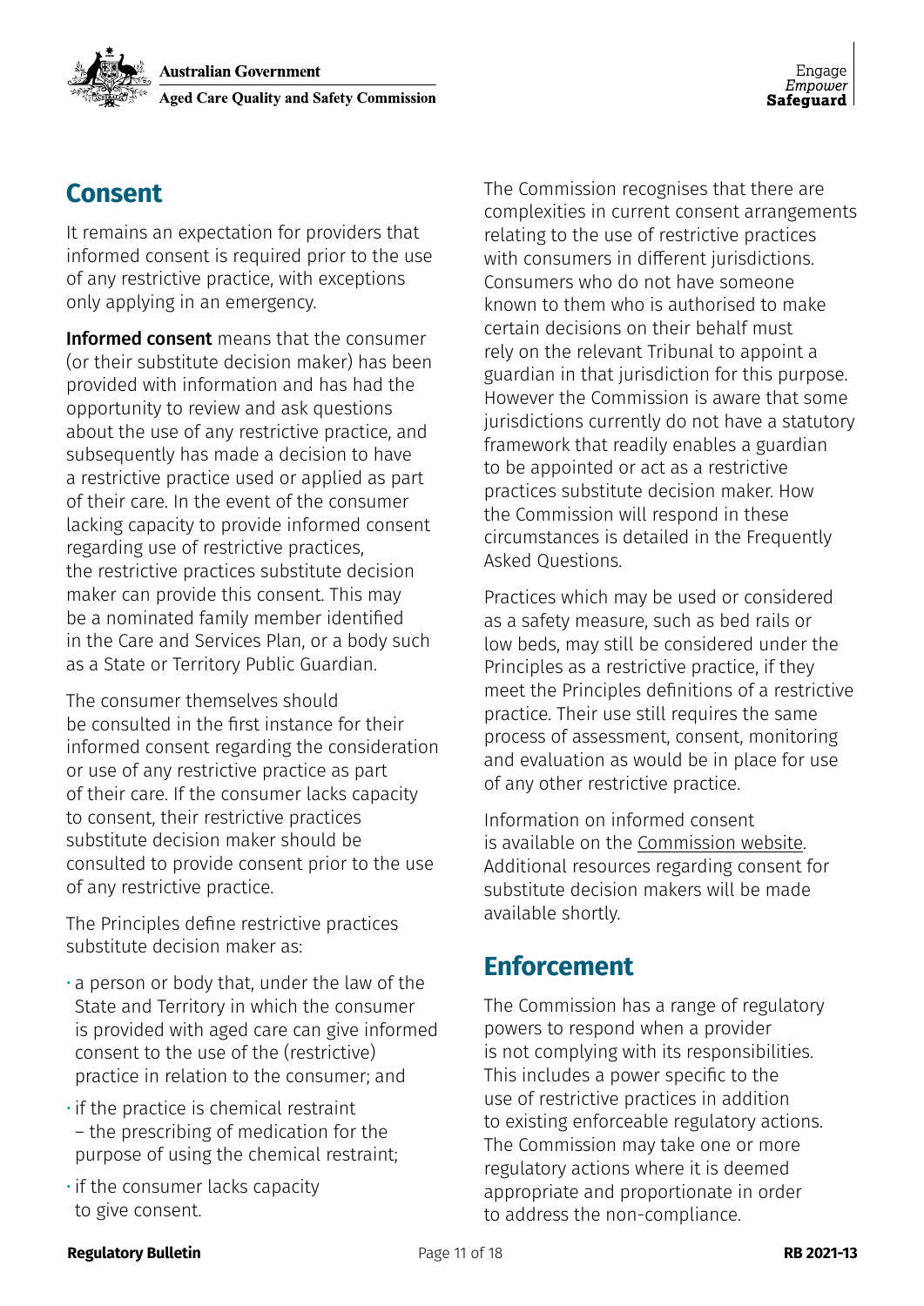## Consent

It remains an expectation for providers that informed consent is required prior to the use of any restrictive practice, with exceptions only applying in an emergency.

**Informed consent** means that the consumer (or their substitute decision maker) has been provided with information and has had the opportunity to review and ask questions about the use of any restrictive practice, and subsequently has made a decision to have a restrictive practice used or applied as part of their care. In the event of the consumer lacking capacity to provide informed consent regarding use of restrictive practices, the restrictive practices substitute decision maker can provide this consent. This may be a nominated family member identified in the Care and Services Plan, or a body such as a State or Territory Public Guardian.

The consumer themselves should be consulted in the first instance for their informed consent regarding the consideration or use of any restrictive practice as part of their care. If the consumer lacks capacity to consent, their restrictive practices substitute decision maker should be consulted to provide consent prior to the use of any restrictive practice.

The Principles define restrictive practices substitute decision maker as:

- a person or body that, under the law of the State and Territory in which the consumer is provided with aged care can give informed consent to the use of the (restrictive) practice in relation to the consumer; and
- if the practice is chemical restraint – the prescribing of medication for the purpose of using the chemical restraint;
- if the consumer lacks capacity to give consent.

The Commission recognises that there are complexities in current consent arrangements relating to the use of restrictive practices with consumers in different jurisdictions. Consumers who do not have someone known to them who is authorised to make certain decisions on their behalf must rely on the relevant Tribunal to appoint a guardian in that jurisdiction for this purpose. However the Commission is aware that some jurisdictions currently do not have a statutory framework that readily enables a guardian to be appointed or act as a restrictive practices substitute decision maker. How the Commission will respond in these circumstances is detailed in the Frequently Asked Questions.

Practices which may be used or considered as a safety measure, such as bed rails or low beds, may still be considered under the Principles as a restrictive practice, if they meet the Principles definitions of a restrictive practice. Their use still requires the same process of assessment, consent, monitoring and evaluation as would be in place for use of any other restrictive practice.

Information on informed consent is available on the Commission website. Additional resources regarding consent for substitute decision makers will be made available shortly.

## Enforcement

The Commission has a range of regulatory powers to respond when a provider is not complying with its responsibilities. This includes a power specific to the use of restrictive practices in addition to existing enforceable regulatory actions. The Commission may take one or more regulatory actions where it is deemed appropriate and proportionate in order to address the non-compliance.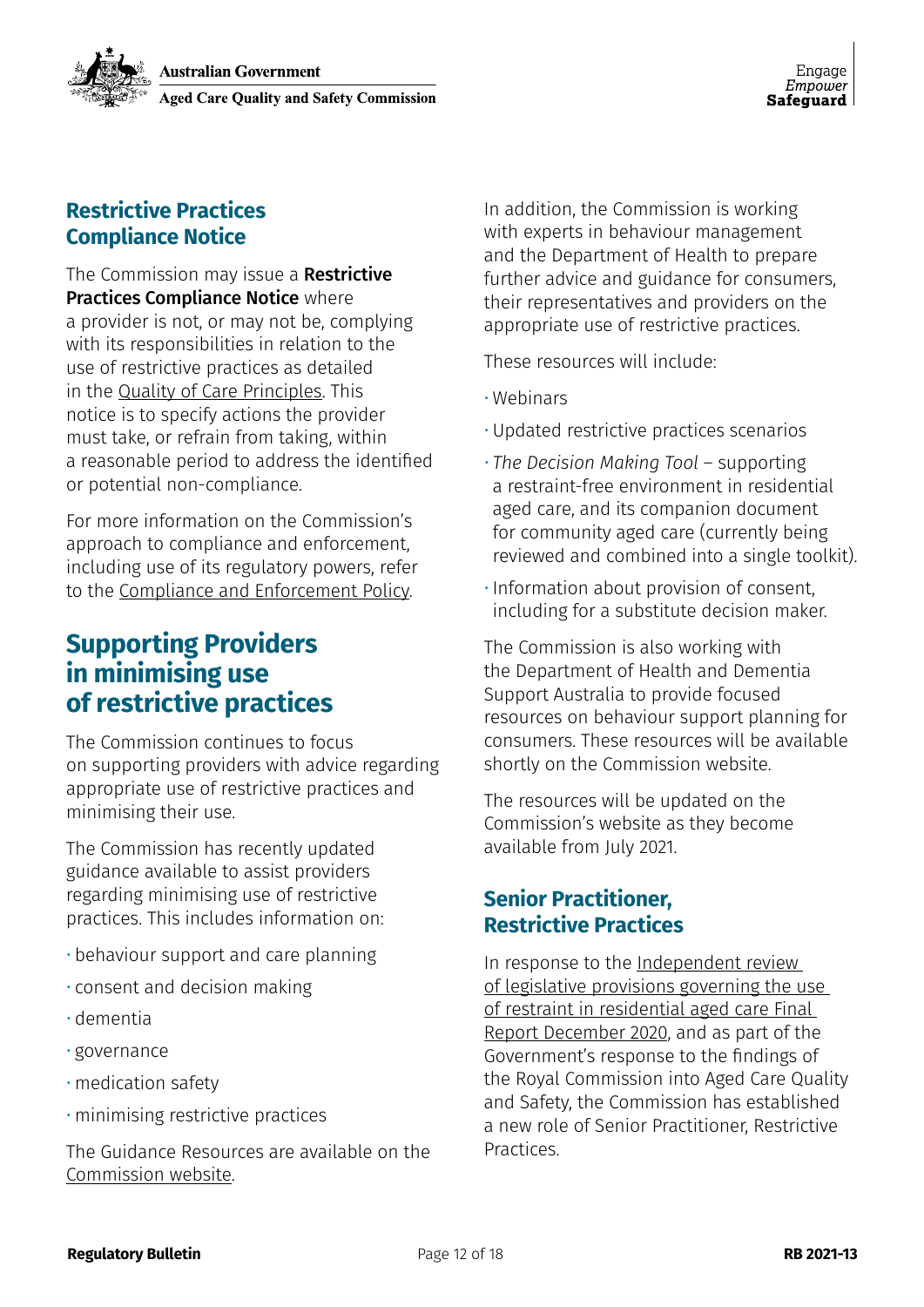### Restrictive Practices Compliance Notice

The Commission may issue a **Restrictive Practices Compliance Notice** where a provider is not, or may not be, complying with its responsibilities in relation to the use of restrictive practices as detailed in the Quality of Care Principles. This notice is to specify actions the provider must take, or refrain from taking, within a reasonable period to address the identified or potential non-compliance.

For more information on the Commission's approach to compliance and enforcement, including use of its regulatory powers, refer to the Compliance and Enforcement Policy.

## Supporting Providers in minimising use of restrictive practices

The Commission continues to focus on supporting providers with advice regarding appropriate use of restrictive practices and minimising their use.

The Commission has recently updated guidance available to assist providers regarding minimising use of restrictive practices. This includes information on:

- behaviour support and care planning
- consent and decision making
- dementia
- governance
- medication safety
- minimising restrictive practices

The Guidance Resources are available on the Commission website.

In addition, the Commission is working with experts in behaviour management and the Department of Health to prepare further advice and guidance for consumers, their representatives and providers on the appropriate use of restrictive practices.

These resources will include:

- Webinars
- Updated restrictive practices scenarios
- *The Decision Making Tool* – supporting a restraint-free environment in residential aged care, and its companion document for community aged care (currently being reviewed and combined into a single toolkit).
- Information about provision of consent, including for a substitute decision maker.

The Commission is also working with the Department of Health and Dementia Support Australia to provide focused resources on behaviour support planning for consumers. These resources will be available shortly on the Commission website.

The resources will be updated on the Commission's website as they become available from July 2021.

### Senior Practitioner, Restrictive Practices

In response to the Independent review of legislative provisions governing the use of restraint in residential aged care Final Report December 2020, and as part of the Government's response to the findings of the Royal Commission into Aged Care Quality and Safety, the Commission has established a new role of Senior Practitioner, Restrictive Practices.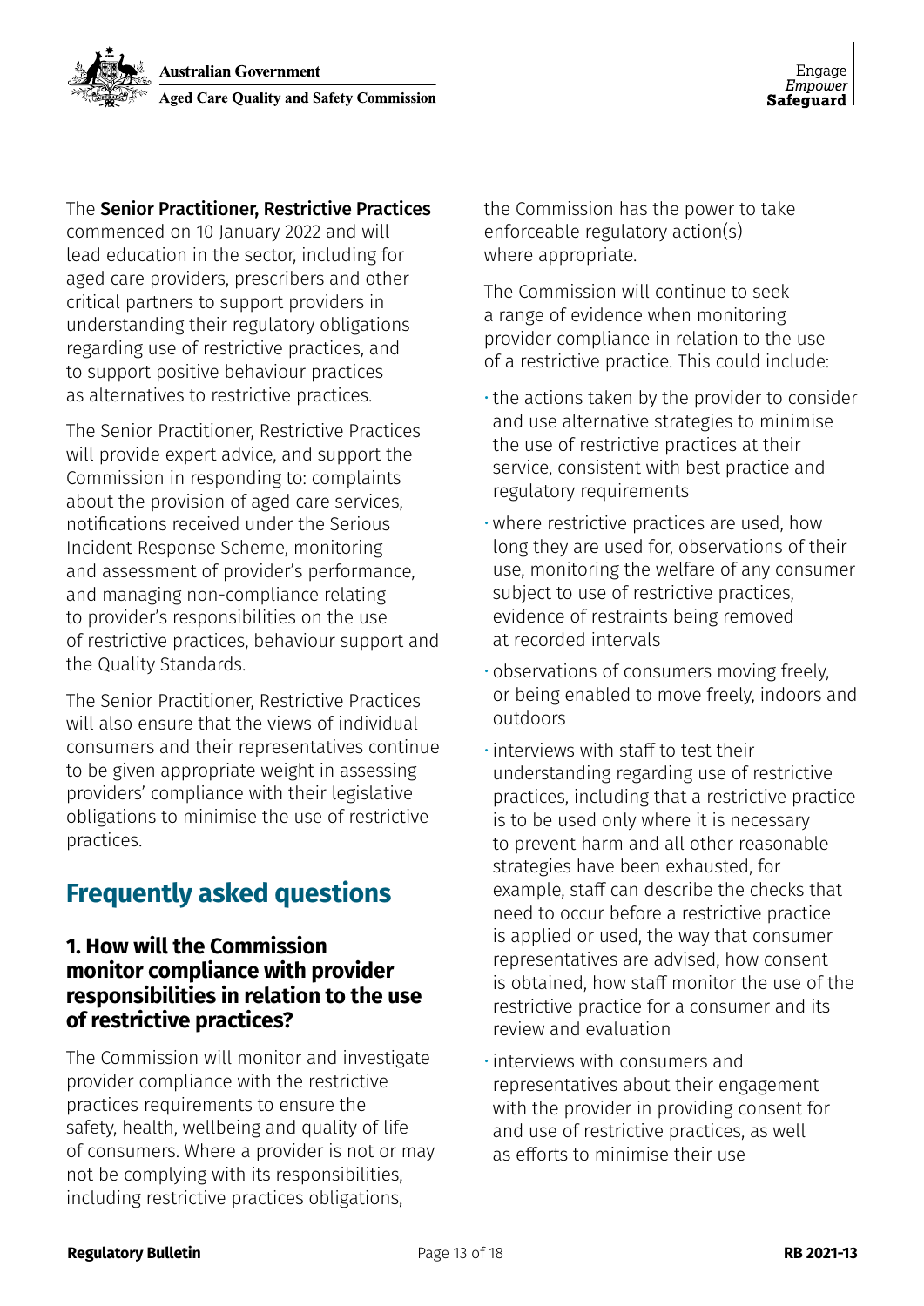The **Senior Practitioner, Restrictive Practices** commenced on 10 January 2022 and will lead education in the sector, including for aged care providers, prescribers and other critical partners to support providers in understanding their regulatory obligations regarding use of restrictive practices, and to support positive behaviour practices as alternatives to restrictive practices.

The Senior Practitioner, Restrictive Practices will provide expert advice, and support the Commission in responding to: complaints about the provision of aged care services, notifications received under the Serious Incident Response Scheme, monitoring and assessment of provider's performance, and managing non-compliance relating to provider's responsibilities on the use of restrictive practices, behaviour support and the Quality Standards.

The Senior Practitioner, Restrictive Practices will also ensure that the views of individual consumers and their representatives continue to be given appropriate weight in assessing providers' compliance with their legislative obligations to minimise the use of restrictive practices.

## Frequently asked questions

### 1. How will the Commission monitor compliance with provider responsibilities in relation to the use of restrictive practices?

The Commission will monitor and investigate provider compliance with the restrictive practices requirements to ensure the safety, health, wellbeing and quality of life of consumers. Where a provider is not or may not be complying with its responsibilities, including restrictive practices obligations, the Commission has the power to take enforceable regulatory action(s) where appropriate.

The Commission will continue to seek a range of evidence when monitoring provider compliance in relation to the use of a restrictive practice. This could include:

- the actions taken by the provider to consider and use alternative strategies to minimise the use of restrictive practices at their service, consistent with best practice and regulatory requirements
- where restrictive practices are used, how long they are used for, observations of their use, monitoring the welfare of any consumer subject to use of restrictive practices, evidence of restraints being removed at recorded intervals
- observations of consumers moving freely, or being enabled to move freely, indoors and outdoors
- interviews with staff to test their understanding regarding use of restrictive practices, including that a restrictive practice is to be used only where it is necessary to prevent harm and all other reasonable strategies have been exhausted, for example, staff can describe the checks that need to occur before a restrictive practice is applied or used, the way that consumer representatives are advised, how consent is obtained, how staff monitor the use of the restrictive practice for a consumer and its review and evaluation
- interviews with consumers and representatives about their engagement with the provider in providing consent for and use of restrictive practices, as well as efforts to minimise their use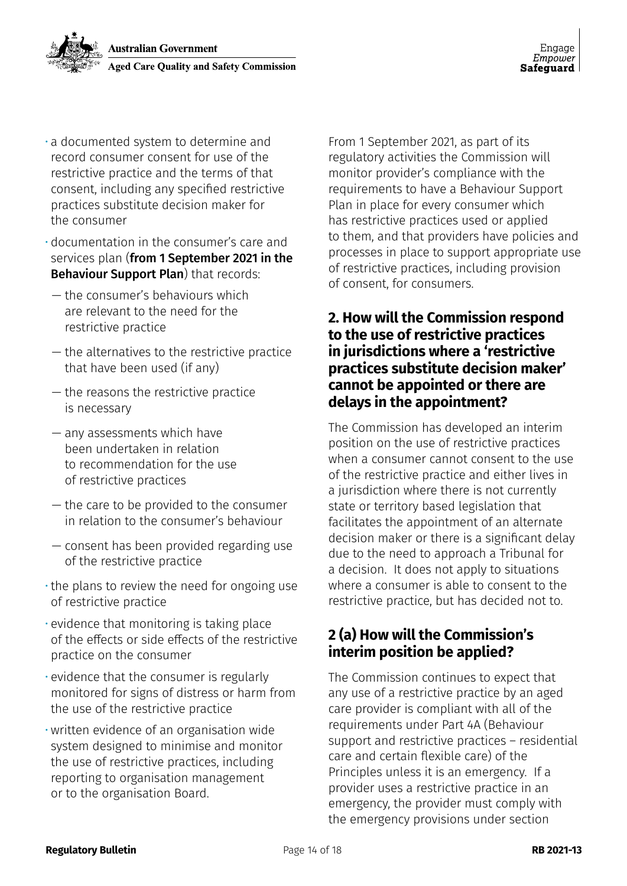- a documented system to determine and record consumer consent for use of the restrictive practice and the terms of that consent, including any specified restrictive practices substitute decision maker for the consumer
- documentation in the consumer's care and services plan (**from 1 September 2021 in the Behaviour Support Plan**) that records:
  - the consumer's behaviours which are relevant to the need for the restrictive practice
  - the alternatives to the restrictive practice that have been used (if any)
  - the reasons the restrictive practice is necessary
  - any assessments which have been undertaken in relation to recommendation for the use of restrictive practices
  - the care to be provided to the consumer in relation to the consumer's behaviour
  - consent has been provided regarding use of the restrictive practice
- the plans to review the need for ongoing use of restrictive practice
- evidence that monitoring is taking place of the effects or side effects of the restrictive practice on the consumer
- evidence that the consumer is regularly monitored for signs of distress or harm from the use of the restrictive practice
- written evidence of an organisation wide system designed to minimise and monitor the use of restrictive practices, including reporting to organisation management or to the organisation Board.

From 1 September 2021, as part of its regulatory activities the Commission will monitor provider's compliance with the requirements to have a Behaviour Support Plan in place for every consumer which has restrictive practices used or applied to them, and that providers have policies and processes in place to support appropriate use of restrictive practices, including provision of consent, for consumers.

## 2. How will the Commission respond to the use of restrictive practices in jurisdictions where a 'restrictive practices substitute decision maker' cannot be appointed or there are delays in the appointment?

The Commission has developed an interim position on the use of restrictive practices when a consumer cannot consent to the use of the restrictive practice and either lives in a jurisdiction where there is not currently state or territory based legislation that facilitates the appointment of an alternate decision maker or there is a significant delay due to the need to approach a Tribunal for a decision. It does not apply to situations where a consumer is able to consent to the restrictive practice, but has decided not to.

## 2 (a) How will the Commission's interim position be applied?

The Commission continues to expect that any use of a restrictive practice by an aged care provider is compliant with all of the requirements under Part 4A (Behaviour support and restrictive practices – residential care and certain flexible care) of the Principles unless it is an emergency. If a provider uses a restrictive practice in an emergency, the provider must comply with the emergency provisions under section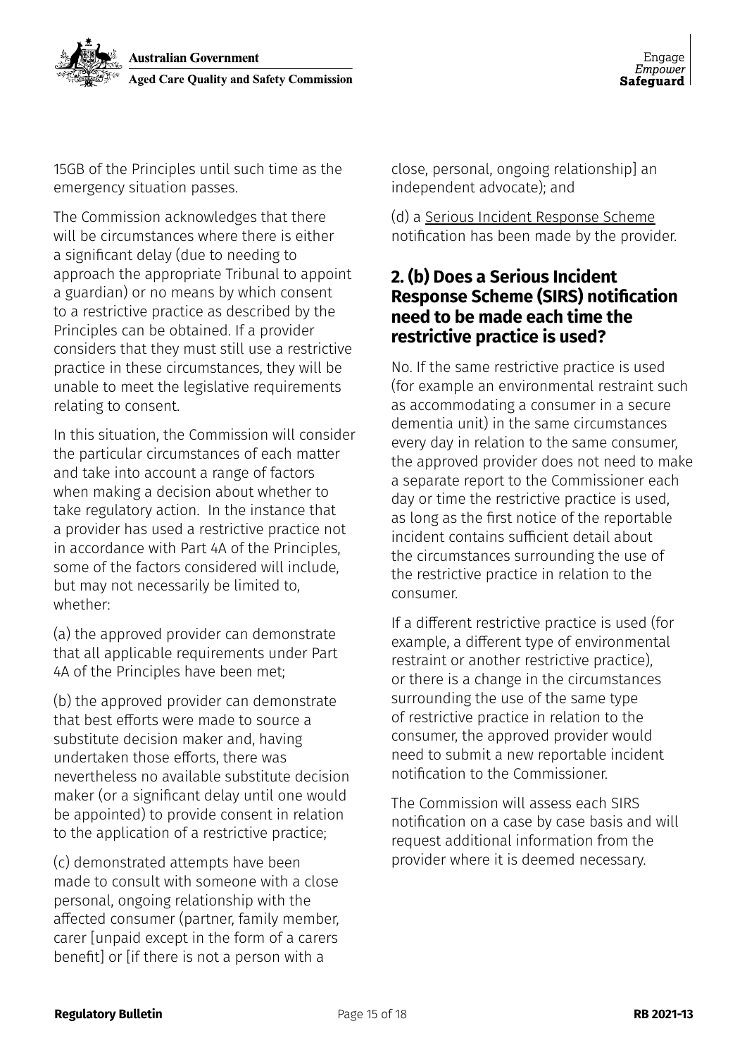15GB of the Principles until such time as the emergency situation passes.

The Commission acknowledges that there will be circumstances where there is either a significant delay (due to needing to approach the appropriate Tribunal to appoint a guardian) or no means by which consent to a restrictive practice as described by the Principles can be obtained. If a provider considers that they must still use a restrictive practice in these circumstances, they will be unable to meet the legislative requirements relating to consent.

In this situation, the Commission will consider the particular circumstances of each matter and take into account a range of factors when making a decision about whether to take regulatory action. In the instance that a provider has used a restrictive practice not in accordance with Part 4A of the Principles, some of the factors considered will include, but may not necessarily be limited to, whether:

(a) the approved provider can demonstrate that all applicable requirements under Part 4A of the Principles have been met;

(b) the approved provider can demonstrate that best efforts were made to source a substitute decision maker and, having undertaken those efforts, there was nevertheless no available substitute decision maker (or a significant delay until one would be appointed) to provide consent in relation to the application of a restrictive practice;

(c) demonstrated attempts have been made to consult with someone with a close personal, ongoing relationship with the affected consumer (partner, family member, carer [unpaid except in the form of a carers benefit] or [if there is not a person with a close, personal, ongoing relationship] an independent advocate); and

(d) a Serious Incident Response Scheme notification has been made by the provider.

## 2. (b) Does a Serious Incident Response Scheme (SIRS) notification need to be made each time the restrictive practice is used?

No. If the same restrictive practice is used (for example an environmental restraint such as accommodating a consumer in a secure dementia unit) in the same circumstances every day in relation to the same consumer, the approved provider does not need to make a separate report to the Commissioner each day or time the restrictive practice is used, as long as the first notice of the reportable incident contains sufficient detail about the circumstances surrounding the use of the restrictive practice in relation to the consumer.

If a different restrictive practice is used (for example, a different type of environmental restraint or another restrictive practice), or there is a change in the circumstances surrounding the use of the same type of restrictive practice in relation to the consumer, the approved provider would need to submit a new reportable incident notification to the Commissioner.

The Commission will assess each SIRS notification on a case by case basis and will request additional information from the provider where it is deemed necessary.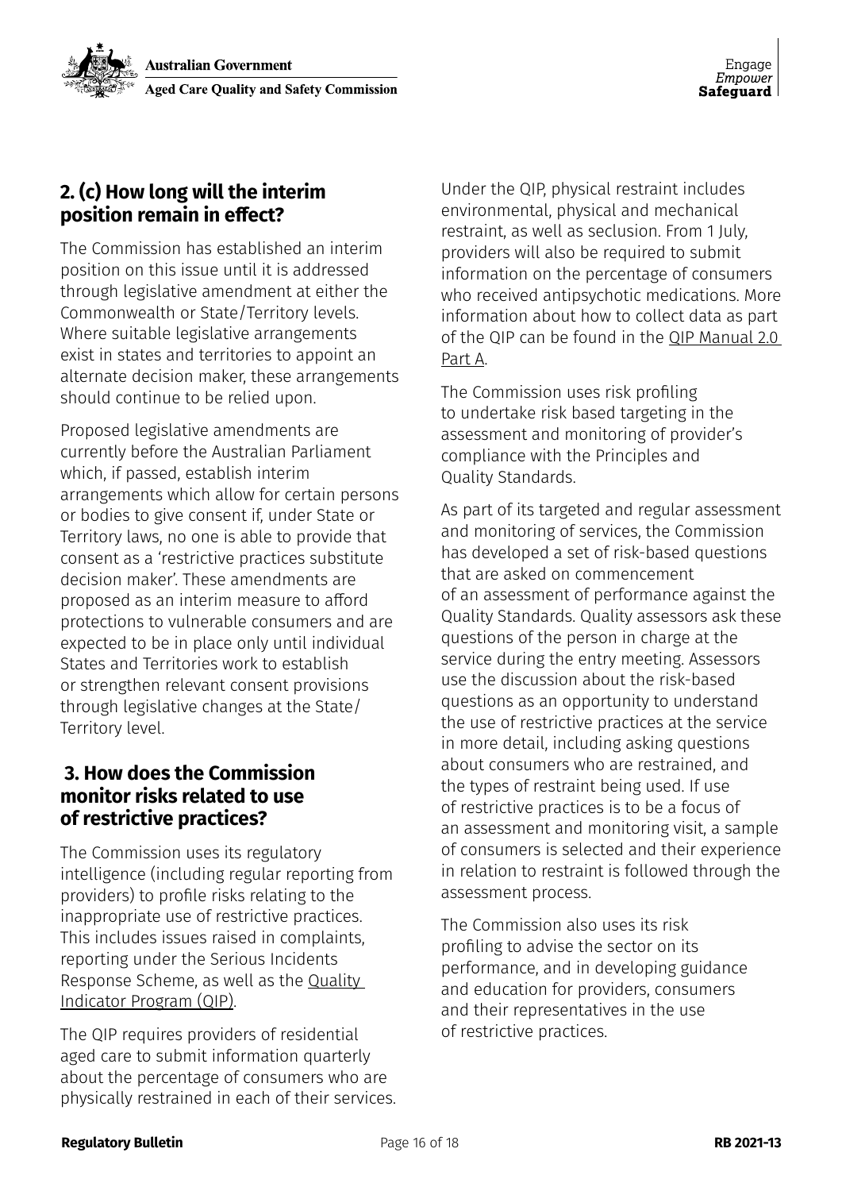## 2. (c) How long will the interim position remain in effect?

The Commission has established an interim position on this issue until it is addressed through legislative amendment at either the Commonwealth or State/Territory levels. Where suitable legislative arrangements exist in states and territories to appoint an alternate decision maker, these arrangements should continue to be relied upon.

Proposed legislative amendments are currently before the Australian Parliament which, if passed, establish interim arrangements which allow for certain persons or bodies to give consent if, under State or Territory laws, no one is able to provide that consent as a 'restrictive practices substitute decision maker'. These amendments are proposed as an interim measure to afford protections to vulnerable consumers and are expected to be in place only until individual States and Territories work to establish or strengthen relevant consent provisions through legislative changes at the State/Territory level.

## 3. How does the Commission monitor risks related to use of restrictive practices?

The Commission uses its regulatory intelligence (including regular reporting from providers) to profile risks relating to the inappropriate use of restrictive practices. This includes issues raised in complaints, reporting under the Serious Incidents Response Scheme, as well as the Quality Indicator Program (QIP).

The QIP requires providers of residential aged care to submit information quarterly about the percentage of consumers who are physically restrained in each of their services. Under the QIP, physical restraint includes environmental, physical and mechanical restraint, as well as seclusion. From 1 July, providers will also be required to submit information on the percentage of consumers who received antipsychotic medications. More information about how to collect data as part of the QIP can be found in the QIP Manual 2.0 Part A.

The Commission uses risk profiling to undertake risk based targeting in the assessment and monitoring of provider's compliance with the Principles and Quality Standards.

As part of its targeted and regular assessment and monitoring of services, the Commission has developed a set of risk-based questions that are asked on commencement of an assessment of performance against the Quality Standards. Quality assessors ask these questions of the person in charge at the service during the entry meeting. Assessors use the discussion about the risk-based questions as an opportunity to understand the use of restrictive practices at the service in more detail, including asking questions about consumers who are restrained, and the types of restraint being used. If use of restrictive practices is to be a focus of an assessment and monitoring visit, a sample of consumers is selected and their experience in relation to restraint is followed through the assessment process.

The Commission also uses its risk profiling to advise the sector on its performance, and in developing guidance and education for providers, consumers and their representatives in the use of restrictive practices.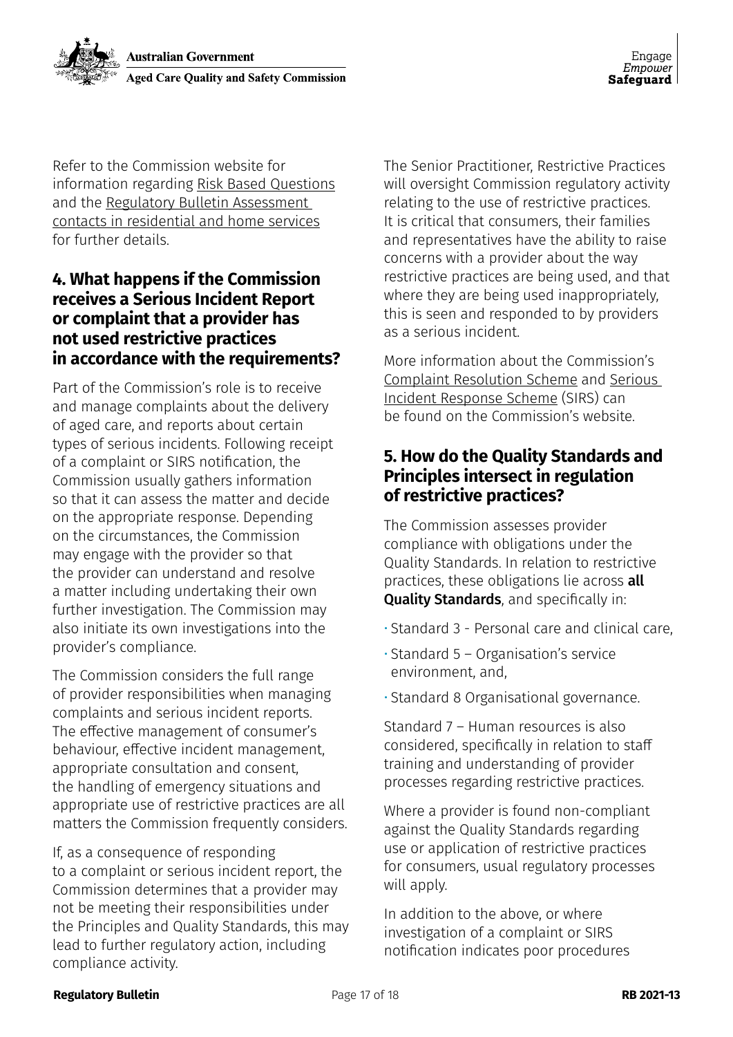Refer to the Commission website for information regarding Risk Based Questions and the Regulatory Bulletin Assessment contacts in residential and home services for further details.

## 4. What happens if the Commission receives a Serious Incident Report or complaint that a provider has not used restrictive practices in accordance with the requirements?

Part of the Commission's role is to receive and manage complaints about the delivery of aged care, and reports about certain types of serious incidents. Following receipt of a complaint or SIRS notification, the Commission usually gathers information so that it can assess the matter and decide on the appropriate response. Depending on the circumstances, the Commission may engage with the provider so that the provider can understand and resolve a matter including undertaking their own further investigation. The Commission may also initiate its own investigations into the provider's compliance.

The Commission considers the full range of provider responsibilities when managing complaints and serious incident reports. The effective management of consumer's behaviour, effective incident management, appropriate consultation and consent, the handling of emergency situations and appropriate use of restrictive practices are all matters the Commission frequently considers.

If, as a consequence of responding to a complaint or serious incident report, the Commission determines that a provider may not be meeting their responsibilities under the Principles and Quality Standards, this may lead to further regulatory action, including compliance activity.

The Senior Practitioner, Restrictive Practices will oversight Commission regulatory activity relating to the use of restrictive practices. It is critical that consumers, their families and representatives have the ability to raise concerns with a provider about the way restrictive practices are being used, and that where they are being used inappropriately, this is seen and responded to by providers as a serious incident.

More information about the Commission's Complaint Resolution Scheme and Serious Incident Response Scheme (SIRS) can be found on the Commission's website.

## 5. How do the Quality Standards and Principles intersect in regulation of restrictive practices?

The Commission assesses provider compliance with obligations under the Quality Standards. In relation to restrictive practices, these obligations lie across **all Quality Standards**, and specifically in:

- Standard 3 - Personal care and clinical care,
- Standard 5 – Organisation's service environment, and,
- Standard 8 Organisational governance.

Standard 7 – Human resources is also considered, specifically in relation to staff training and understanding of provider processes regarding restrictive practices.

Where a provider is found non-compliant against the Quality Standards regarding use or application of restrictive practices for consumers, usual regulatory processes will apply.

In addition to the above, or where investigation of a complaint or SIRS notification indicates poor procedures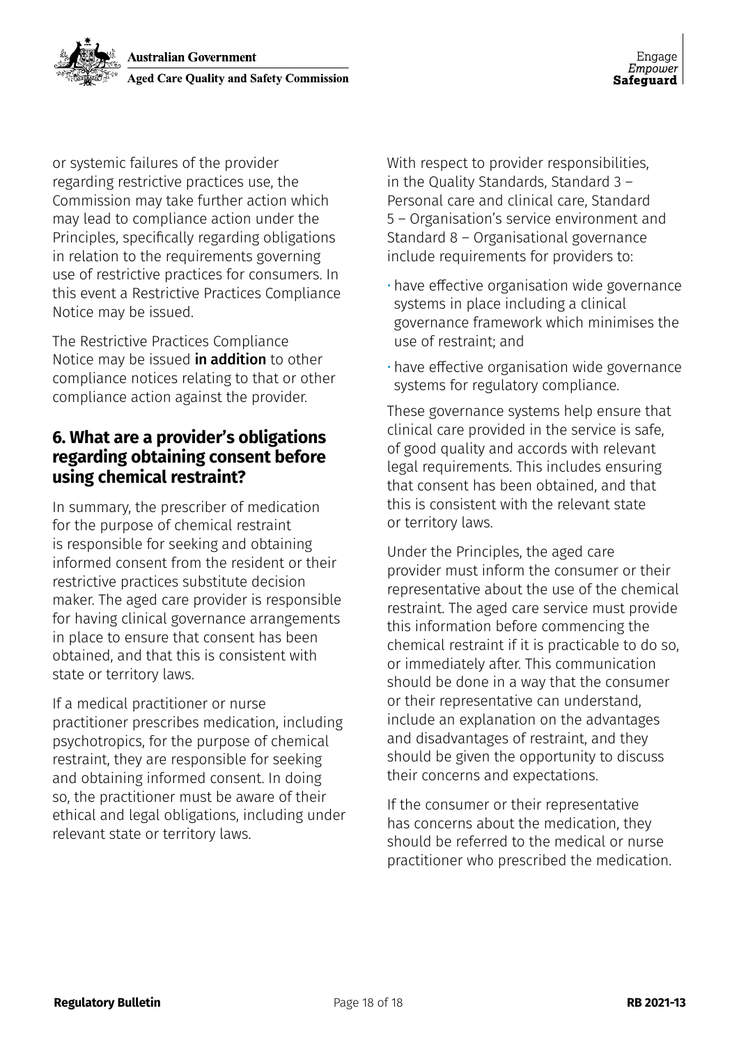or systemic failures of the provider regarding restrictive practices use, the Commission may take further action which may lead to compliance action under the Principles, specifically regarding obligations in relation to the requirements governing use of restrictive practices for consumers. In this event a Restrictive Practices Compliance Notice may be issued.

The Restrictive Practices Compliance Notice may be issued **in addition** to other compliance notices relating to that or other compliance action against the provider.

## 6. What are a provider's obligations regarding obtaining consent before using chemical restraint?

In summary, the prescriber of medication for the purpose of chemical restraint is responsible for seeking and obtaining informed consent from the resident or their restrictive practices substitute decision maker. The aged care provider is responsible for having clinical governance arrangements in place to ensure that consent has been obtained, and that this is consistent with state or territory laws.

If a medical practitioner or nurse practitioner prescribes medication, including psychotropics, for the purpose of chemical restraint, they are responsible for seeking and obtaining informed consent. In doing so, the practitioner must be aware of their ethical and legal obligations, including under relevant state or territory laws.

With respect to provider responsibilities, in the Quality Standards, Standard 3 – Personal care and clinical care, Standard 5 – Organisation's service environment and Standard 8 – Organisational governance include requirements for providers to:

- have effective organisation wide governance systems in place including a clinical governance framework which minimises the use of restraint; and
- have effective organisation wide governance systems for regulatory compliance.

These governance systems help ensure that clinical care provided in the service is safe, of good quality and accords with relevant legal requirements. This includes ensuring that consent has been obtained, and that this is consistent with the relevant state or territory laws.

Under the Principles, the aged care provider must inform the consumer or their representative about the use of the chemical restraint. The aged care service must provide this information before commencing the chemical restraint if it is practicable to do so, or immediately after. This communication should be done in a way that the consumer or their representative can understand, include an explanation on the advantages and disadvantages of restraint, and they should be given the opportunity to discuss their concerns and expectations.

If the consumer or their representative has concerns about the medication, they should be referred to the medical or nurse practitioner who prescribed the medication.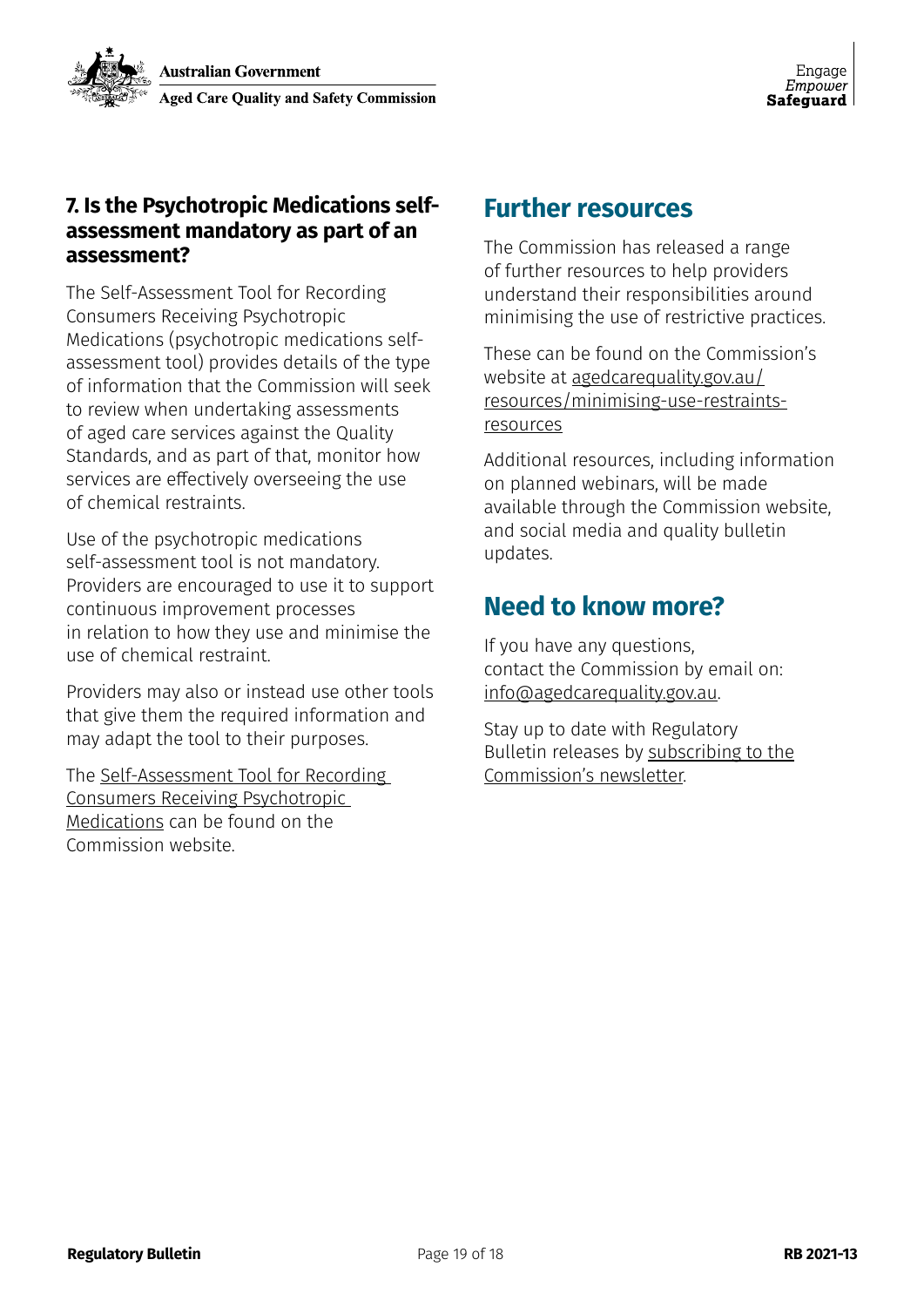### 7. Is the Psychotropic Medications self-assessment mandatory as part of an assessment?

The Self-Assessment Tool for Recording Consumers Receiving Psychotropic Medications (psychotropic medications self-assessment tool) provides details of the type of information that the Commission will seek to review when undertaking assessments of aged care services against the Quality Standards, and as part of that, monitor how services are effectively overseeing the use of chemical restraints.

Use of the psychotropic medications self-assessment tool is not mandatory. Providers are encouraged to use it to support continuous improvement processes in relation to how they use and minimise the use of chemical restraint.

Providers may also or instead use other tools that give them the required information and may adapt the tool to their purposes.

The Self-Assessment Tool for Recording Consumers Receiving Psychotropic Medications can be found on the Commission website.

## Further resources

The Commission has released a range of further resources to help providers understand their responsibilities around minimising the use of restrictive practices.

These can be found on the Commission's website at agedcarequality.gov.au/resources/minimising-use-restraints-resources

Additional resources, including information on planned webinars, will be made available through the Commission website, and social media and quality bulletin updates.

## Need to know more?

If you have any questions, contact the Commission by email on: info@agedcarequality.gov.au.

Stay up to date with Regulatory Bulletin releases by subscribing to the Commission's newsletter.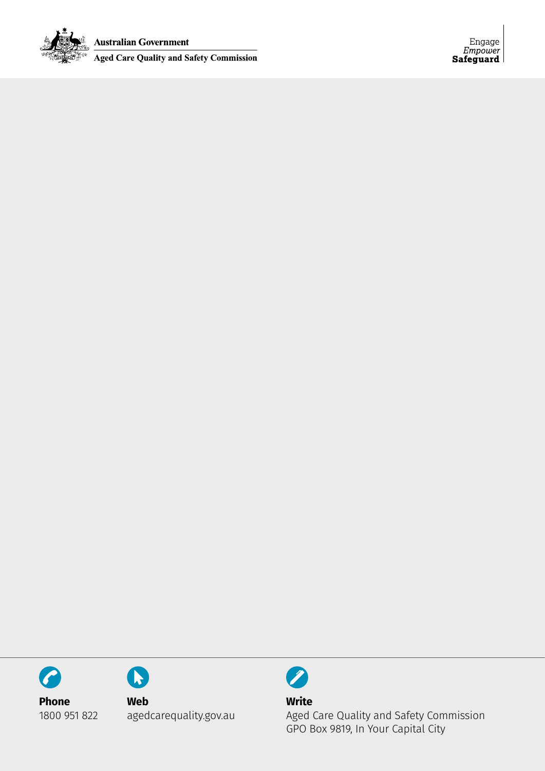Australian Government

Aged Care Quality and Safety Commission

Engage
*Empower*
**Safeguard**

**Phone**
1800 951 822

**Web**
agedcarequality.gov.au

**Write**
Aged Care Quality and Safety Commission
GPO Box 9819, In Your Capital City